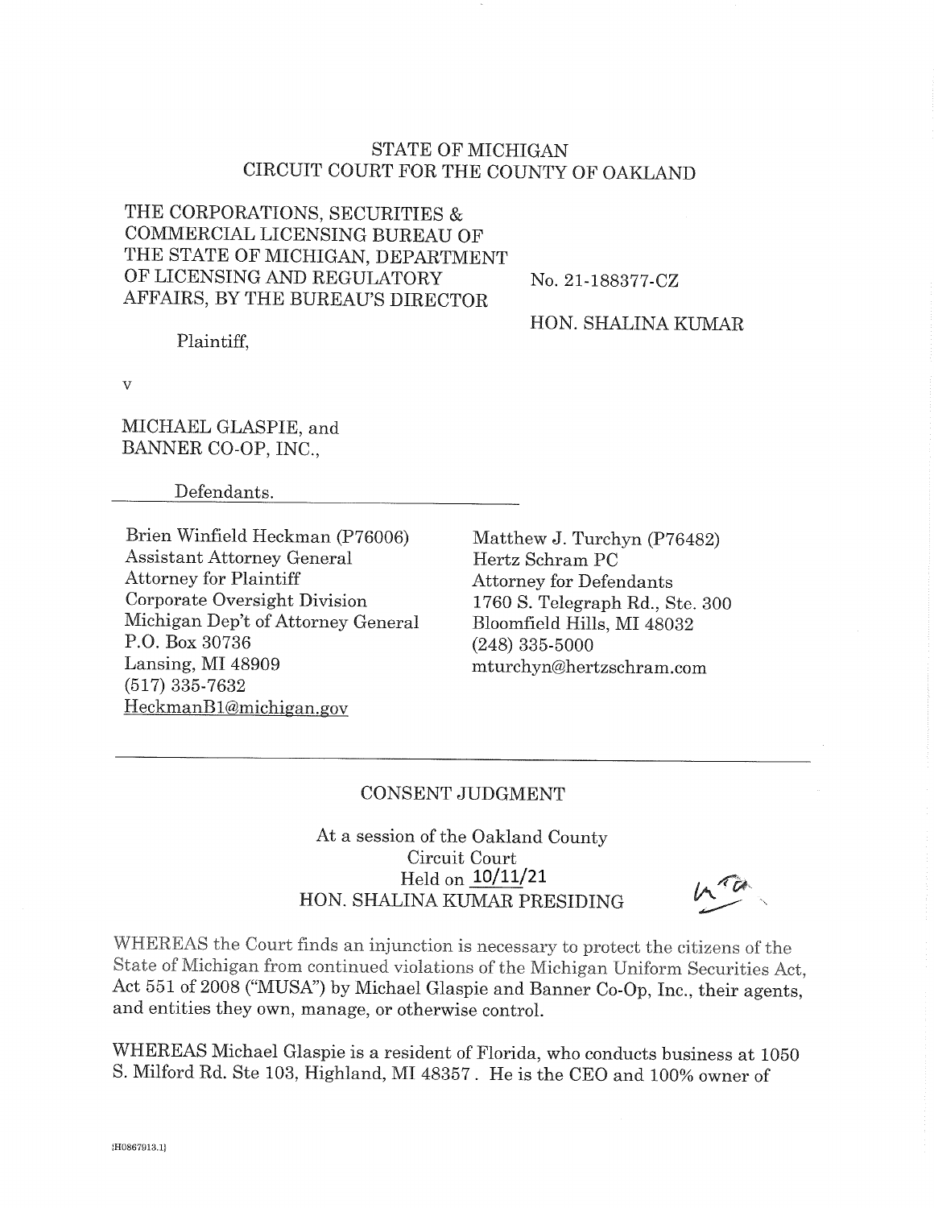STATE OF MICHIGAN
CIRCUIT COURT FOR THE COUNTY OF OAKLAND

THE CORPORATIONS, SECURITIES & COMMERCIAL LICENSING BUREAU OF THE STATE OF MICHIGAN, DEPARTMENT OF LICENSING AND REGULATORY AFFAIRS, BY THE BUREAU'S DIRECTOR

Plaintiff,

No. 21-188377-CZ

HON. SHALINA KUMAR

v

MICHAEL GLASPIE, and
BANNER CO-OP, INC.,

Defendants.

| | |
|---|---|
| Brien Winfield Heckman (P76006)<br>Assistant Attorney General<br>Attorney for Plaintiff<br>Corporate Oversight Division<br>Michigan Dep't of Attorney General<br>P.O. Box 30736<br>Lansing, MI 48909<br>(517) 335-7632<br>HeckmanB1@michigan.gov | Matthew J. Turchyn (P76482)<br>Hertz Schram PC<br>Attorney for Defendants<br>1760 S. Telegraph Rd., Ste. 300<br>Bloomfield Hills, MI 48032<br>(248) 335-5000<br>mturchyn@hertzschram.com |

## CONSENT JUDGMENT

At a session of the Oakland County Circuit Court
Held on 10/11/21
HON. SHALINA KUMAR PRESIDING

WHEREAS the Court finds an injunction is necessary to protect the citizens of the State of Michigan from continued violations of the Michigan Uniform Securities Act, Act 551 of 2008 ("MUSA") by Michael Glaspie and Banner Co-Op, Inc., their agents, and entities they own, manage, or otherwise control.

WHEREAS Michael Glaspie is a resident of Florida, who conducts business at 1050 S. Milford Rd. Ste 103, Highland, MI 48357. He is the CEO and 100% owner of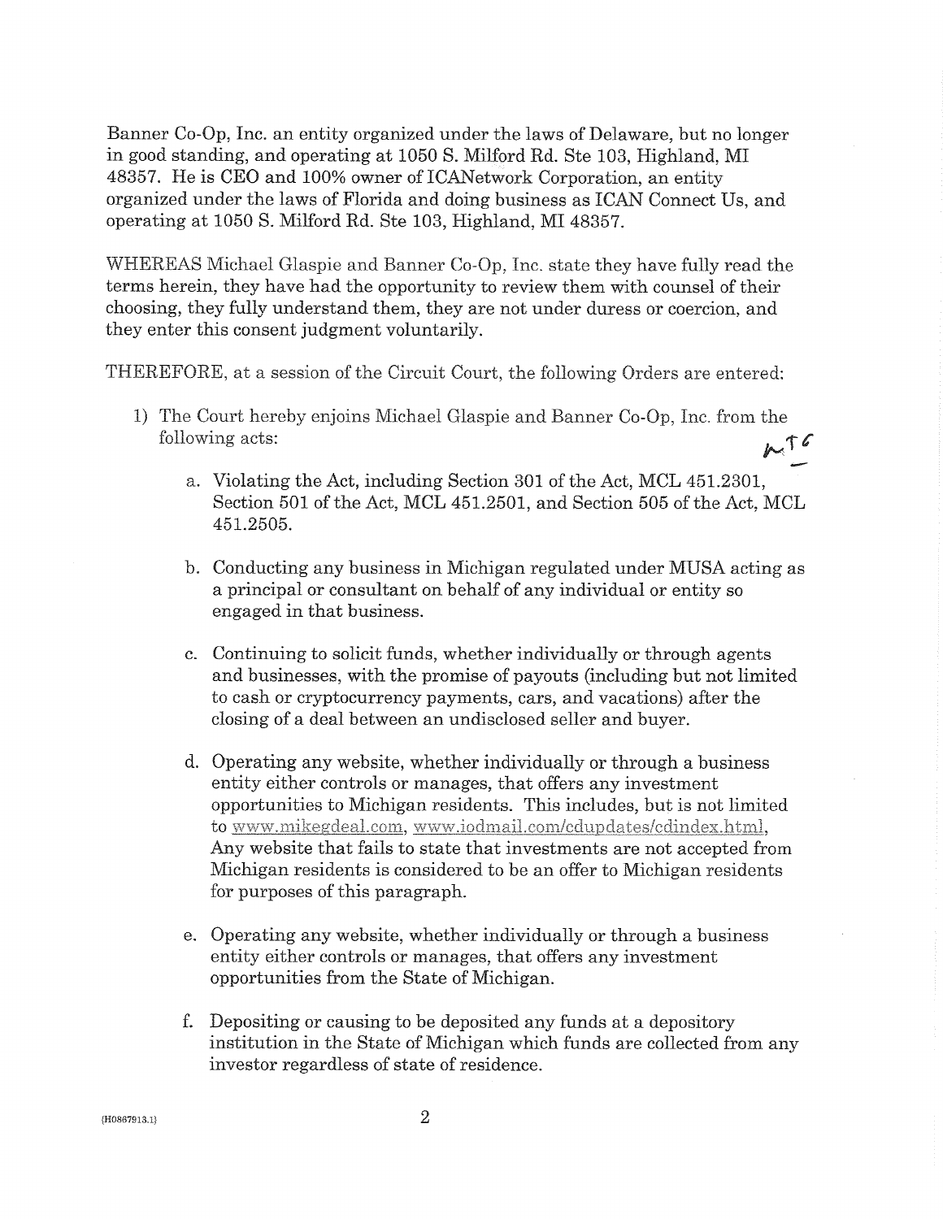Banner Co-Op, Inc. an entity organized under the laws of Delaware, but no longer in good standing, and operating at 1050 S. Milford Rd. Ste 103, Highland, MI 48357. He is CEO and 100% owner of ICANetwork Corporation, an entity organized under the laws of Florida and doing business as ICAN Connect Us, and operating at 1050 S. Milford Rd. Ste 103, Highland, MI 48357.

WHEREAS Michael Glaspie and Banner Co-Op, Inc. state they have fully read the terms herein, they have had the opportunity to review them with counsel of their choosing, they fully understand them, they are not under duress or coercion, and they enter this consent judgment voluntarily.

THEREFORE, at a session of the Circuit Court, the following Orders are entered:

1) The Court hereby enjoins Michael Glaspie and Banner Co-Op, Inc. from the following acts:

   a. Violating the Act, including Section 301 of the Act, MCL 451.2301, Section 501 of the Act, MCL 451.2501, and Section 505 of the Act, MCL 451.2505.

   b. Conducting any business in Michigan regulated under MUSA acting as a principal or consultant on behalf of any individual or entity so engaged in that business.

   c. Continuing to solicit funds, whether individually or through agents and businesses, with the promise of payouts (including but not limited to cash or cryptocurrency payments, cars, and vacations) after the closing of a deal between an undisclosed seller and buyer.

   d. Operating any website, whether individually or through a business entity either controls or manages, that offers any investment opportunities to Michigan residents. This includes, but is not limited to www.mikegdeal.com, www.iodmail.com/cdupdates/cdindex.html, Any website that fails to state that investments are not accepted from Michigan residents is considered to be an offer to Michigan residents for purposes of this paragraph.

   e. Operating any website, whether individually or through a business entity either controls or manages, that offers any investment opportunities from the State of Michigan.

   f. Depositing or causing to be deposited any funds at a depository institution in the State of Michigan which funds are collected from any investor regardless of state of residence.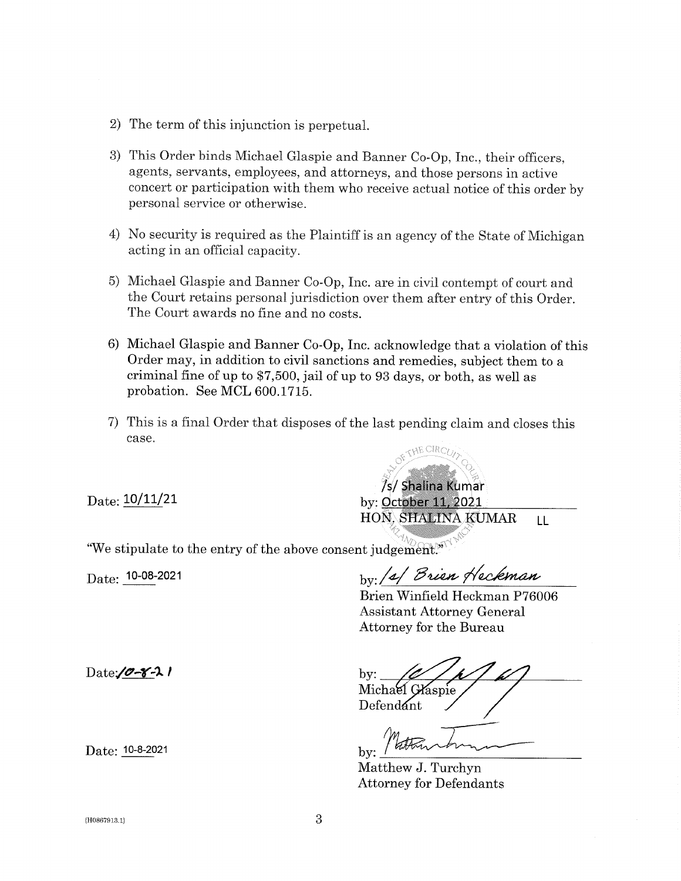2) The term of this injunction is perpetual.

3) This Order binds Michael Glaspie and Banner Co-Op, Inc., their officers, agents, servants, employees, and attorneys, and those persons in active concert or participation with them who receive actual notice of this order by personal service or otherwise.

4) No security is required as the Plaintiff is an agency of the State of Michigan acting in an official capacity.

5) Michael Glaspie and Banner Co-Op, Inc. are in civil contempt of court and the Court retains personal jurisdiction over them after entry of this Order. The Court awards no fine and no costs.

6) Michael Glaspie and Banner Co-Op, Inc. acknowledge that a violation of this Order may, in addition to civil sanctions and remedies, subject them to a criminal fine of up to $7,500, jail of up to 93 days, or both, as well as probation. See MCL 600.1715.

7) This is a final Order that disposes of the last pending claim and closes this case.

Date: 10/11/21

/s/ Shalina Kumar
by: October 11, 2021
HON. SHALINA KUMAR LL

"We stipulate to the entry of the above consent judgement."

Date: 10-08-2021

by: /s/ Brien Heckman
Brien Winfield Heckman P76006
Assistant Attorney General
Attorney for the Bureau

Date: 10-8-21

by: [signature]
Michael Glaspie
Defendant

Date: 10-8-2021

by: [signature]
Matthew J. Turchyn
Attorney for Defendants

{H0867913.1}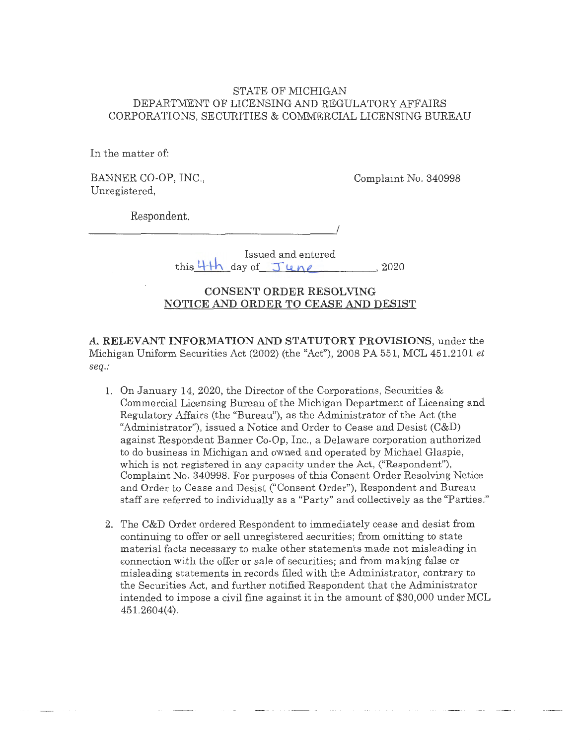STATE OF MICHIGAN
DEPARTMENT OF LICENSING AND REGULATORY AFFAIRS
CORPORATIONS, SECURITIES & COMMERCIAL LICENSING BUREAU

In the matter of:

BANNER CO-OP, INC.,
Unregistered,

Complaint No. 340998

Respondent.

_______________________________________/

Issued and entered
this 4th day of June, 2020

**CONSENT ORDER RESOLVING**
**NOTICE AND ORDER TO CEASE AND DESIST**

**A. RELEVANT INFORMATION AND STATUTORY PROVISIONS**, under the Michigan Uniform Securities Act (2002) (the "Act"), 2008 PA 551, MCL 451.2101 *et seq.*:

1. On January 14, 2020, the Director of the Corporations, Securities & Commercial Licensing Bureau of the Michigan Department of Licensing and Regulatory Affairs (the "Bureau"), as the Administrator of the Act (the "Administrator"), issued a Notice and Order to Cease and Desist (C&D) against Respondent Banner Co-Op, Inc., a Delaware corporation authorized to do business in Michigan and owned and operated by Michael Glaspie, which is not registered in any capacity under the Act, ("Respondent"), Complaint No. 340998. For purposes of this Consent Order Resolving Notice and Order to Cease and Desist ("Consent Order"), Respondent and Bureau staff are referred to individually as a "Party" and collectively as the "Parties."

2. The C&D Order ordered Respondent to immediately cease and desist from continuing to offer or sell unregistered securities; from omitting to state material facts necessary to make other statements made not misleading in connection with the offer or sale of securities; and from making false or misleading statements in records filed with the Administrator, contrary to the Securities Act, and further notified Respondent that the Administrator intended to impose a civil fine against it in the amount of $30,000 under MCL 451.2604(4).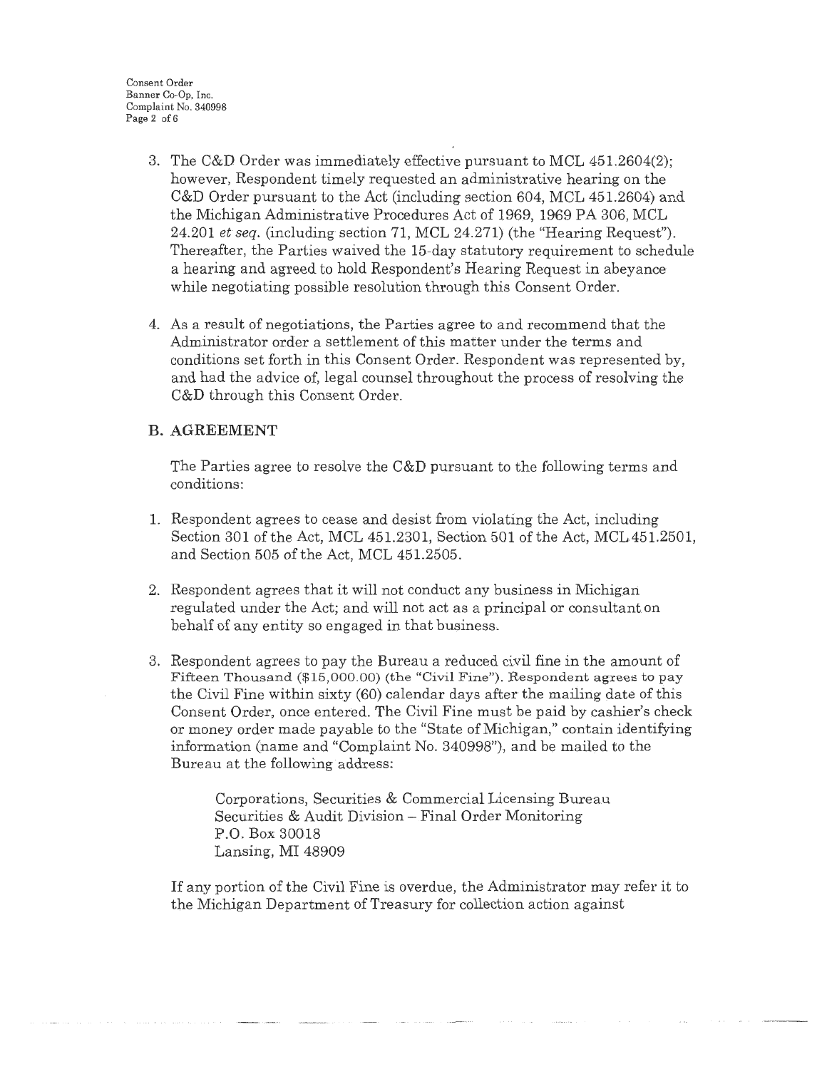3. The C&D Order was immediately effective pursuant to MCL 451.2604(2); however, Respondent timely requested an administrative hearing on the C&D Order pursuant to the Act (including section 604, MCL 451.2604) and the Michigan Administrative Procedures Act of 1969, 1969 PA 306, MCL 24.201 *et seq.* (including section 71, MCL 24.271) (the "Hearing Request"). Thereafter, the Parties waived the 15-day statutory requirement to schedule a hearing and agreed to hold Respondent's Hearing Request in abeyance while negotiating possible resolution through this Consent Order.

4. As a result of negotiations, the Parties agree to and recommend that the Administrator order a settlement of this matter under the terms and conditions set forth in this Consent Order. Respondent was represented by, and had the advice of, legal counsel throughout the process of resolving the C&D through this Consent Order.

## B. AGREEMENT

The Parties agree to resolve the C&D pursuant to the following terms and conditions:

1. Respondent agrees to cease and desist from violating the Act, including Section 301 of the Act, MCL 451.2301, Section 501 of the Act, MCL 451.2501, and Section 505 of the Act, MCL 451.2505.

2. Respondent agrees that it will not conduct any business in Michigan regulated under the Act; and will not act as a principal or consultant on behalf of any entity so engaged in that business.

3. Respondent agrees to pay the Bureau a reduced civil fine in the amount of Fifteen Thousand ($15,000.00) (the "Civil Fine"). Respondent agrees to pay the Civil Fine within sixty (60) calendar days after the mailing date of this Consent Order, once entered. The Civil Fine must be paid by cashier's check or money order made payable to the "State of Michigan," contain identifying information (name and "Complaint No. 340998"), and be mailed to the Bureau at the following address:

   Corporations, Securities & Commercial Licensing Bureau
   Securities & Audit Division – Final Order Monitoring
   P.O. Box 30018
   Lansing, MI 48909

   If any portion of the Civil Fine is overdue, the Administrator may refer it to the Michigan Department of Treasury for collection action against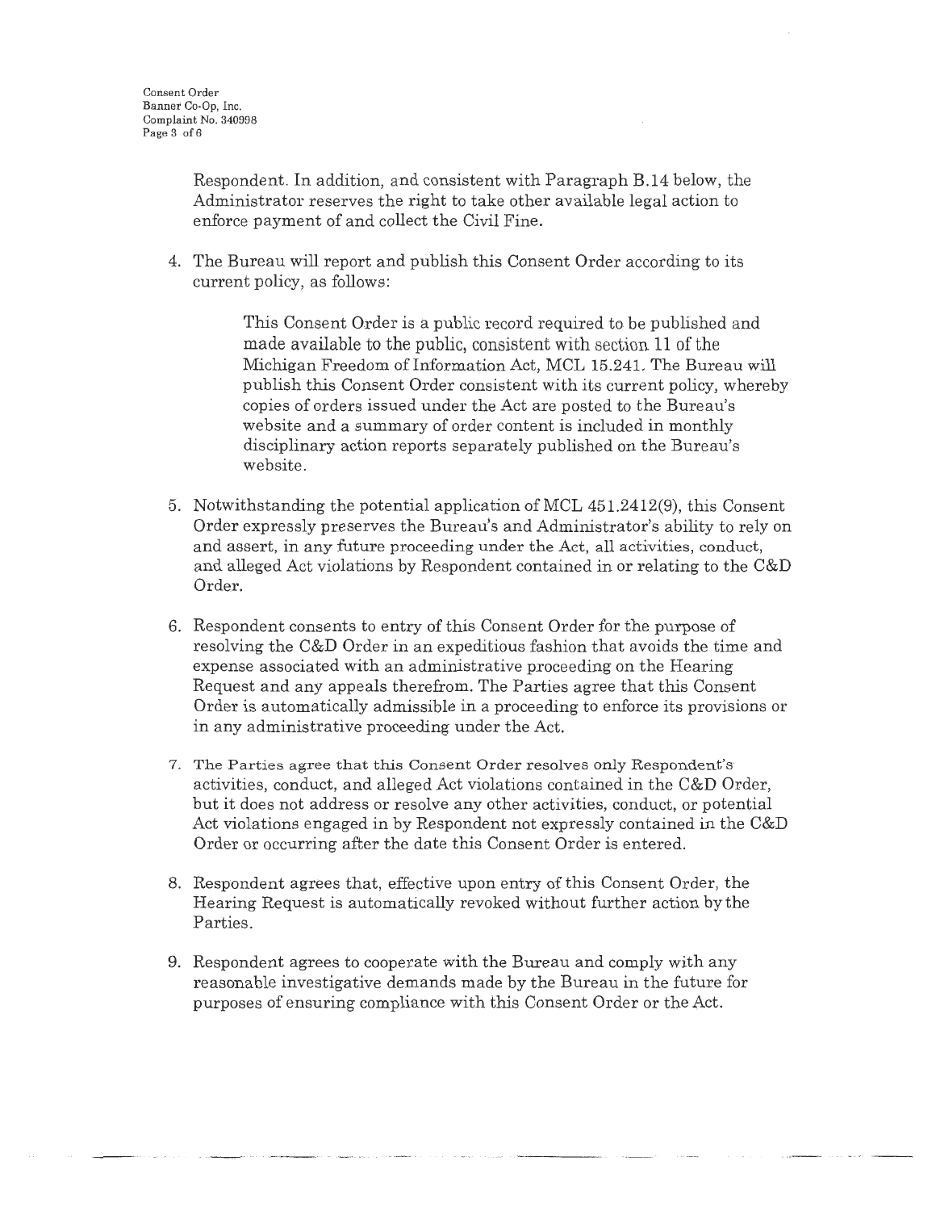Respondent. In addition, and consistent with Paragraph B.14 below, the Administrator reserves the right to take other available legal action to enforce payment of and collect the Civil Fine.

4. The Bureau will report and publish this Consent Order according to its current policy, as follows:

   > This Consent Order is a public record required to be published and made available to the public, consistent with section 11 of the Michigan Freedom of Information Act, MCL 15.241. The Bureau will publish this Consent Order consistent with its current policy, whereby copies of orders issued under the Act are posted to the Bureau's website and a summary of order content is included in monthly disciplinary action reports separately published on the Bureau's website.

5. Notwithstanding the potential application of MCL 451.2412(9), this Consent Order expressly preserves the Bureau's and Administrator's ability to rely on and assert, in any future proceeding under the Act, all activities, conduct, and alleged Act violations by Respondent contained in or relating to the C&D Order.

6. Respondent consents to entry of this Consent Order for the purpose of resolving the C&D Order in an expeditious fashion that avoids the time and expense associated with an administrative proceeding on the Hearing Request and any appeals therefrom. The Parties agree that this Consent Order is automatically admissible in a proceeding to enforce its provisions or in any administrative proceeding under the Act.

7. The Parties agree that this Consent Order resolves only Respondent's activities, conduct, and alleged Act violations contained in the C&D Order, but it does not address or resolve any other activities, conduct, or potential Act violations engaged in by Respondent not expressly contained in the C&D Order or occurring after the date this Consent Order is entered.

8. Respondent agrees that, effective upon entry of this Consent Order, the Hearing Request is automatically revoked without further action by the Parties.

9. Respondent agrees to cooperate with the Bureau and comply with any reasonable investigative demands made by the Bureau in the future for purposes of ensuring compliance with this Consent Order or the Act.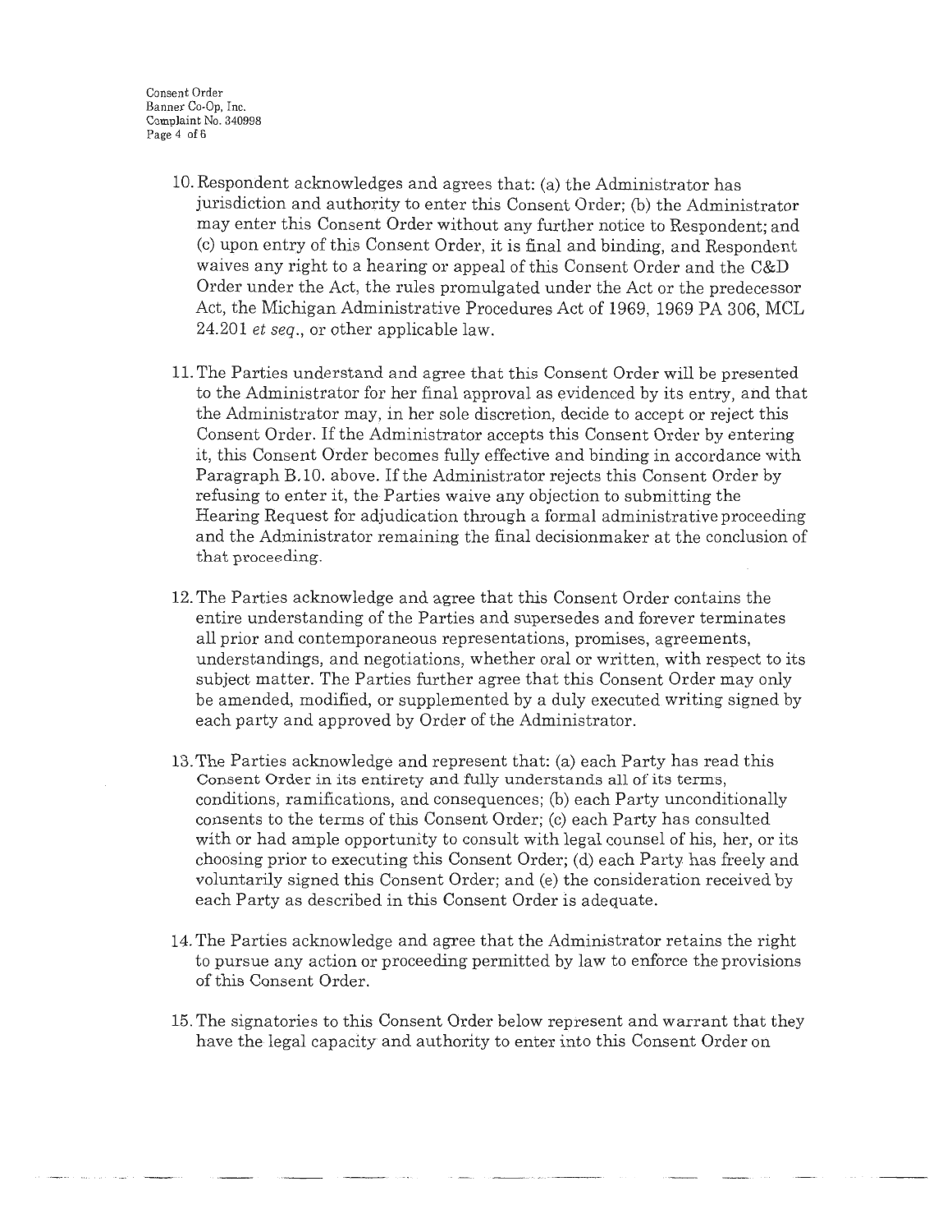10. Respondent acknowledges and agrees that: (a) the Administrator has jurisdiction and authority to enter this Consent Order; (b) the Administrator may enter this Consent Order without any further notice to Respondent; and (c) upon entry of this Consent Order, it is final and binding, and Respondent waives any right to a hearing or appeal of this Consent Order and the C&D Order under the Act, the rules promulgated under the Act or the predecessor Act, the Michigan Administrative Procedures Act of 1969, 1969 PA 306, MCL 24.201 *et seq*., or other applicable law.

11. The Parties understand and agree that this Consent Order will be presented to the Administrator for her final approval as evidenced by its entry, and that the Administrator may, in her sole discretion, decide to accept or reject this Consent Order. If the Administrator accepts this Consent Order by entering it, this Consent Order becomes fully effective and binding in accordance with Paragraph B.10. above. If the Administrator rejects this Consent Order by refusing to enter it, the Parties waive any objection to submitting the Hearing Request for adjudication through a formal administrative proceeding and the Administrator remaining the final decisionmaker at the conclusion of that proceeding.

12. The Parties acknowledge and agree that this Consent Order contains the entire understanding of the Parties and supersedes and forever terminates all prior and contemporaneous representations, promises, agreements, understandings, and negotiations, whether oral or written, with respect to its subject matter. The Parties further agree that this Consent Order may only be amended, modified, or supplemented by a duly executed writing signed by each party and approved by Order of the Administrator.

13. The Parties acknowledge and represent that: (a) each Party has read this Consent Order in its entirety and fully understands all of its terms, conditions, ramifications, and consequences; (b) each Party unconditionally consents to the terms of this Consent Order; (c) each Party has consulted with or had ample opportunity to consult with legal counsel of his, her, or its choosing prior to executing this Consent Order; (d) each Party has freely and voluntarily signed this Consent Order; and (e) the consideration received by each Party as described in this Consent Order is adequate.

14. The Parties acknowledge and agree that the Administrator retains the right to pursue any action or proceeding permitted by law to enforce the provisions of this Consent Order.

15. The signatories to this Consent Order below represent and warrant that they have the legal capacity and authority to enter into this Consent Order on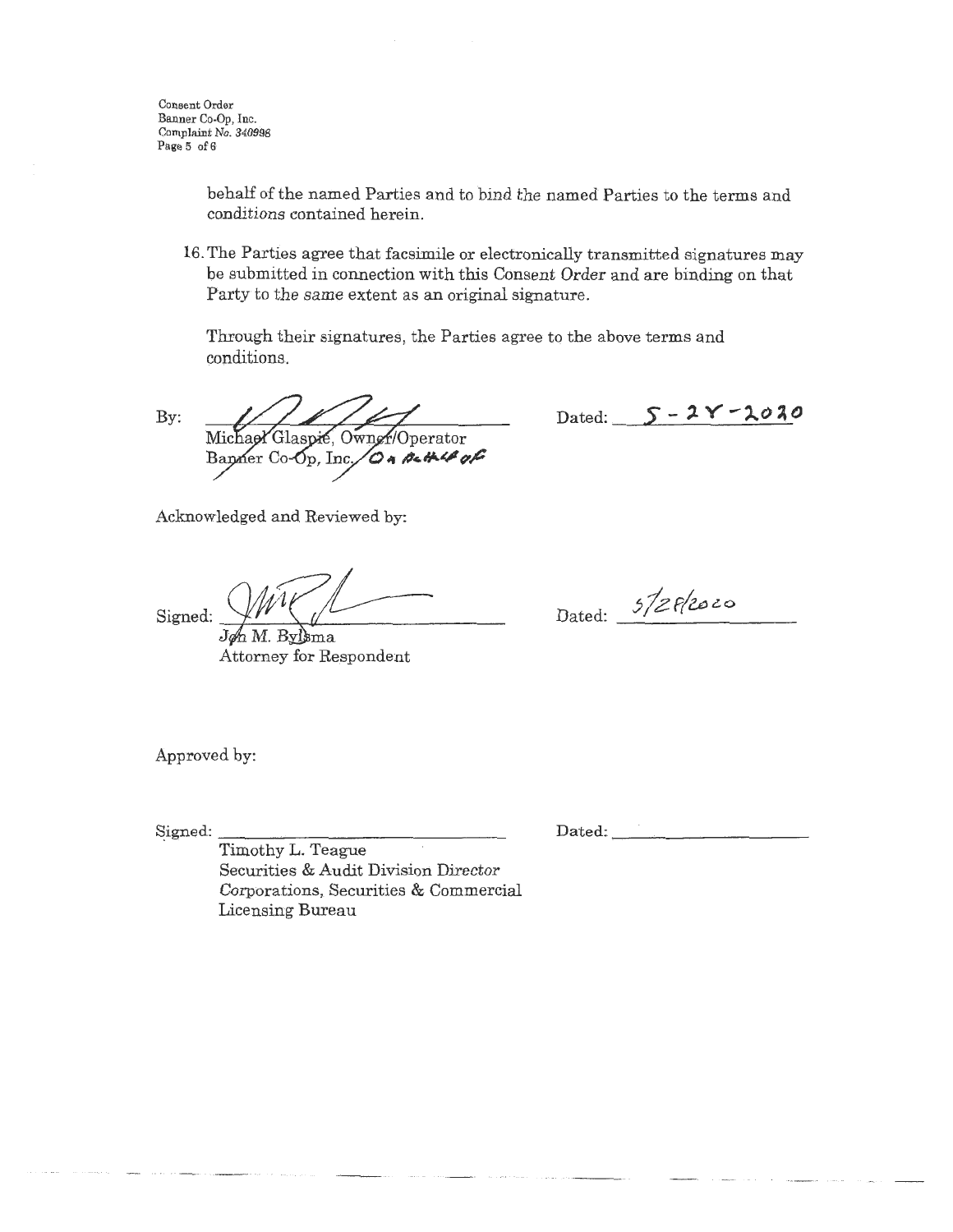behalf of the named Parties and to bind the named Parties to the terms and conditions contained herein.

16. The Parties agree that facsimile or electronically transmitted signatures may be submitted in connection with this Consent Order and are binding on that Party to the same extent as an original signature.

Through their signatures, the Parties agree to the above terms and conditions.

By: ______________________________ Dated: 5-28-2020

Michael Glaspie, Owner/Operator
Banner Co-Op, Inc. / On behalf of

Acknowledged and Reviewed by:

Signed: ______________________________ Dated: 5/28/2020

John M. Bylsma
Attorney for Respondent

Approved by:

Signed: ______________________________ Dated: ______________________

Timothy L. Teague
Securities & Audit Division Director
Corporations, Securities & Commercial Licensing Bureau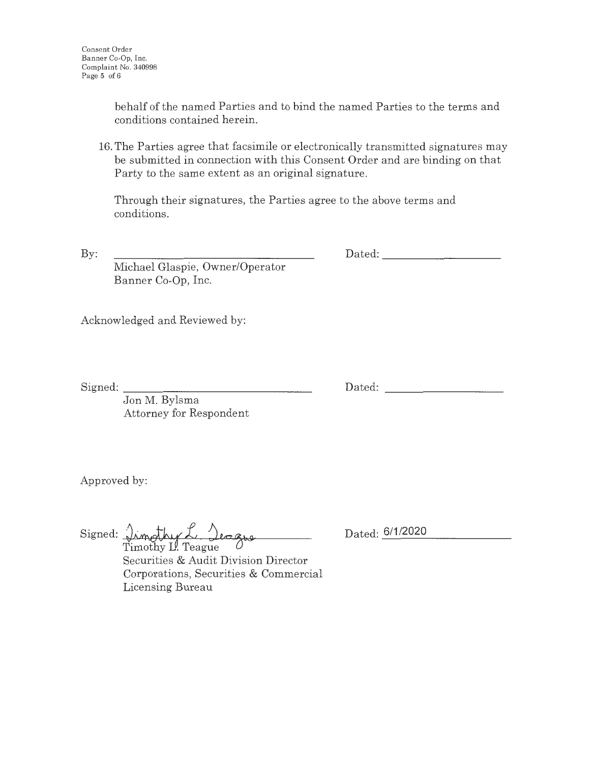behalf of the named Parties and to bind the named Parties to the terms and conditions contained herein.

16. The Parties agree that facsimile or electronically transmitted signatures may be submitted in connection with this Consent Order and are binding on that Party to the same extent as an original signature.

Through their signatures, the Parties agree to the above terms and conditions.

By: ______________________________ Dated: ____________________

Michael Glaspie, Owner/Operator
Banner Co-Op, Inc.

Acknowledged and Reviewed by:

Signed: ______________________________ Dated: ____________________

Jon M. Bylsma
Attorney for Respondent

Approved by:

Signed: Timothy L. Teague Dated: 6/1/2020

Timothy L. Teague
Securities & Audit Division Director
Corporations, Securities & Commercial Licensing Bureau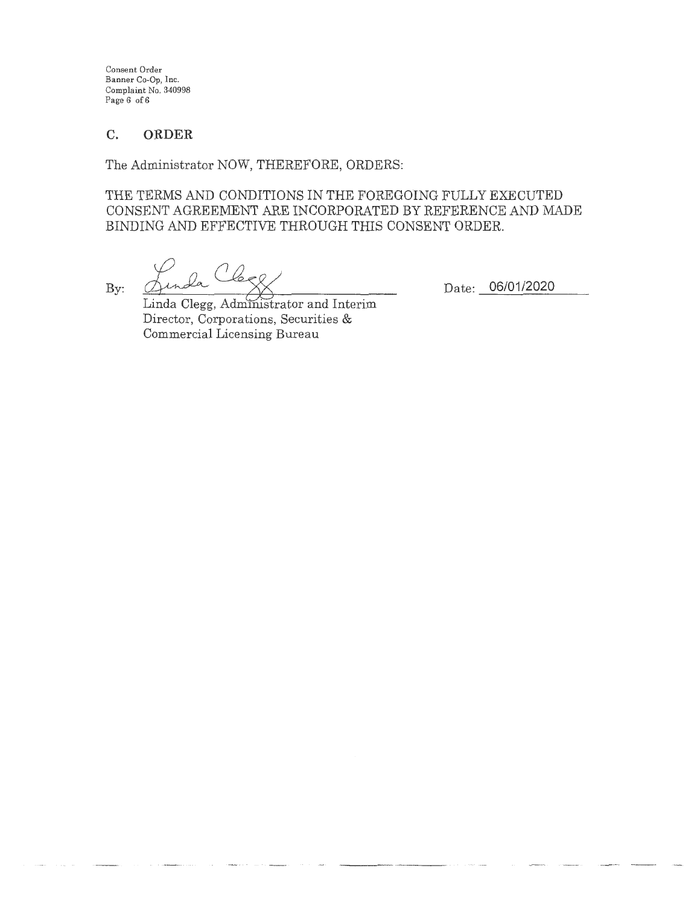Consent Order
Banner Co-Op, Inc.
Complaint No. 340998

## C. ORDER

The Administrator NOW, THEREFORE, ORDERS:

THE TERMS AND CONDITIONS IN THE FOREGOING FULLY EXECUTED CONSENT AGREEMENT ARE INCORPORATED BY REFERENCE AND MADE BINDING AND EFFECTIVE THROUGH THIS CONSENT ORDER.

By: Linda Clegg

Linda Clegg, Administrator and Interim Director, Corporations, Securities & Commercial Licensing Bureau

Date: 06/01/2020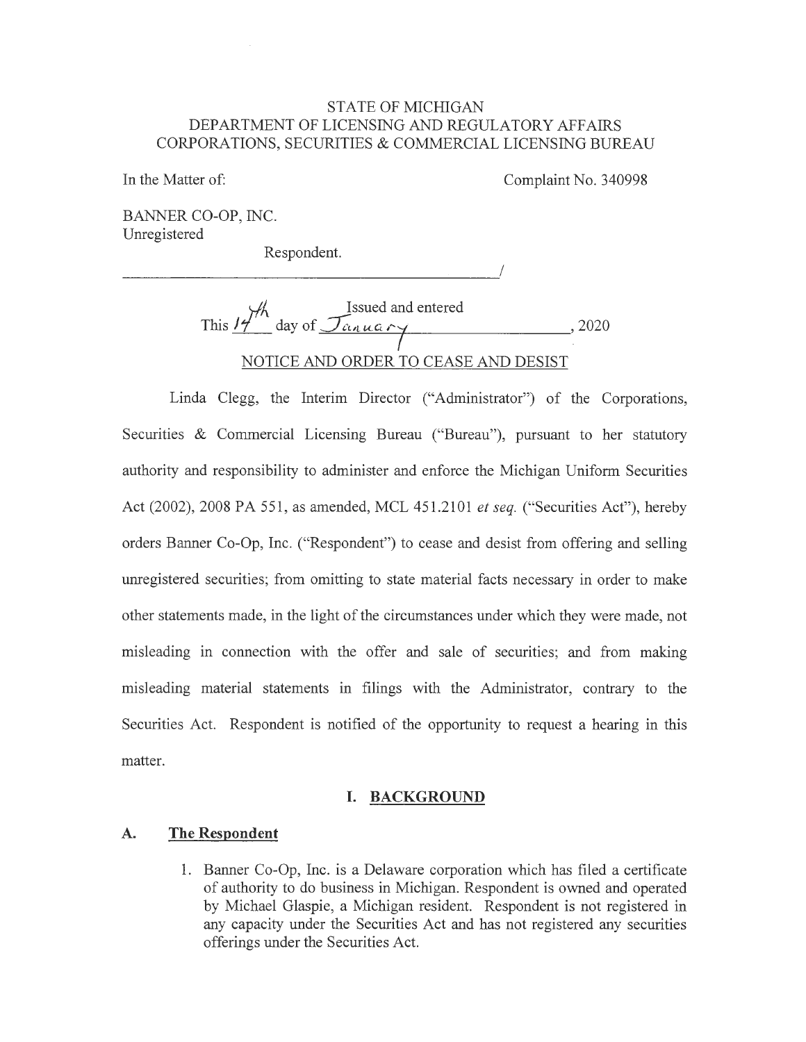STATE OF MICHIGAN
DEPARTMENT OF LICENSING AND REGULATORY AFFAIRS
CORPORATIONS, SECURITIES & COMMERCIAL LICENSING BUREAU

In the Matter of:

Complaint No. 340998

BANNER CO-OP, INC.
Unregistered

Respondent.
_______________________________________/

Issued and entered
This 14th day of January, 2020

NOTICE AND ORDER TO CEASE AND DESIST

Linda Clegg, the Interim Director ("Administrator") of the Corporations, Securities & Commercial Licensing Bureau ("Bureau"), pursuant to her statutory authority and responsibility to administer and enforce the Michigan Uniform Securities Act (2002), 2008 PA 551, as amended, MCL 451.2101 *et seq.* ("Securities Act"), hereby orders Banner Co-Op, Inc. ("Respondent") to cease and desist from offering and selling unregistered securities; from omitting to state material facts necessary in order to make other statements made, in the light of the circumstances under which they were made, not misleading in connection with the offer and sale of securities; and from making misleading material statements in filings with the Administrator, contrary to the Securities Act. Respondent is notified of the opportunity to request a hearing in this matter.

## I. BACKGROUND

### A. The Respondent

1. Banner Co-Op, Inc. is a Delaware corporation which has filed a certificate of authority to do business in Michigan. Respondent is owned and operated by Michael Glaspie, a Michigan resident. Respondent is not registered in any capacity under the Securities Act and has not registered any securities offerings under the Securities Act.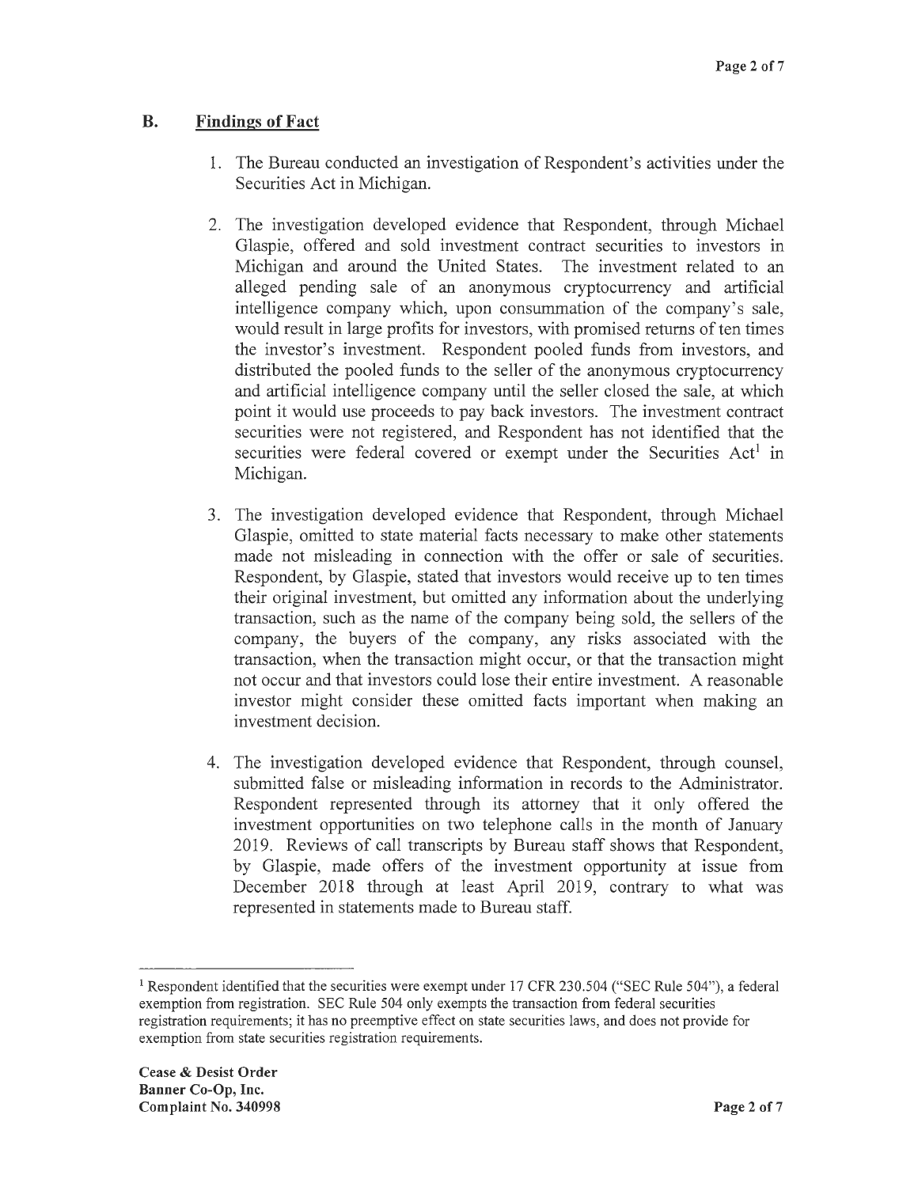## B. Findings of Fact

1. The Bureau conducted an investigation of Respondent's activities under the Securities Act in Michigan.

2. The investigation developed evidence that Respondent, through Michael Glaspie, offered and sold investment contract securities to investors in Michigan and around the United States. The investment related to an alleged pending sale of an anonymous cryptocurrency and artificial intelligence company which, upon consummation of the company's sale, would result in large profits for investors, with promised returns of ten times the investor's investment. Respondent pooled funds from investors, and distributed the pooled funds to the seller of the anonymous cryptocurrency and artificial intelligence company until the seller closed the sale, at which point it would use proceeds to pay back investors. The investment contract securities were not registered, and Respondent has not identified that the securities were federal covered or exempt under the Securities Act[1] in Michigan.

3. The investigation developed evidence that Respondent, through Michael Glaspie, omitted to state material facts necessary to make other statements made not misleading in connection with the offer or sale of securities. Respondent, by Glaspie, stated that investors would receive up to ten times their original investment, but omitted any information about the underlying transaction, such as the name of the company being sold, the sellers of the company, the buyers of the company, any risks associated with the transaction, when the transaction might occur, or that the transaction might not occur and that investors could lose their entire investment. A reasonable investor might consider these omitted facts important when making an investment decision.

4. The investigation developed evidence that Respondent, through counsel, submitted false or misleading information in records to the Administrator. Respondent represented through its attorney that it only offered the investment opportunities on two telephone calls in the month of January 2019. Reviews of call transcripts by Bureau staff shows that Respondent, by Glaspie, made offers of the investment opportunity at issue from December 2018 through at least April 2019, contrary to what was represented in statements made to Bureau staff.

---

[1] Respondent identified that the securities were exempt under 17 CFR 230.504 ("SEC Rule 504"), a federal exemption from registration. SEC Rule 504 only exempts the transaction from federal securities registration requirements; it has no preemptive effect on state securities laws, and does not provide for exemption from state securities registration requirements.

**Cease & Desist Order**
**Banner Co-Op, Inc.**
**Complaint No. 340998**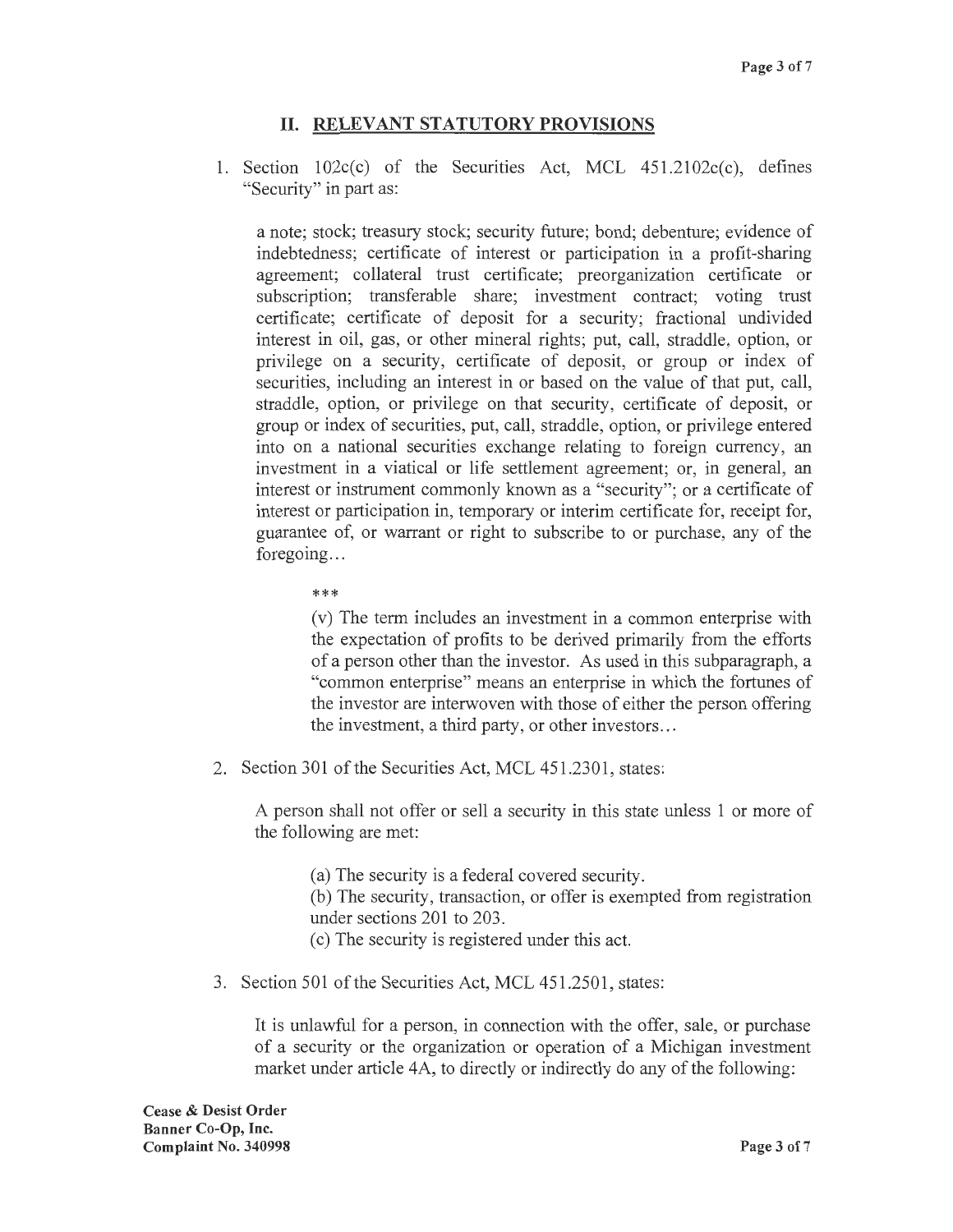## II. RELEVANT STATUTORY PROVISIONS

1. Section 102c(c) of the Securities Act, MCL 451.2102c(c), defines "Security" in part as:

   a note; stock; treasury stock; security future; bond; debenture; evidence of indebtedness; certificate of interest or participation in a profit-sharing agreement; collateral trust certificate; preorganization certificate or subscription; transferable share; investment contract; voting trust certificate; certificate of deposit for a security; fractional undivided interest in oil, gas, or other mineral rights; put, call, straddle, option, or privilege on a security, certificate of deposit, or group or index of securities, including an interest in or based on the value of that put, call, straddle, option, or privilege on that security, certificate of deposit, or group or index of securities, put, call, straddle, option, or privilege entered into on a national securities exchange relating to foreign currency, an investment in a viatical or life settlement agreement; or, in general, an interest or instrument commonly known as a "security"; or a certificate of interest or participation in, temporary or interim certificate for, receipt for, guarantee of, or warrant or right to subscribe to or purchase, any of the foregoing…

   ***

   (v) The term includes an investment in a common enterprise with the expectation of profits to be derived primarily from the efforts of a person other than the investor. As used in this subparagraph, a "common enterprise" means an enterprise in which the fortunes of the investor are interwoven with those of either the person offering the investment, a third party, or other investors…

2. Section 301 of the Securities Act, MCL 451.2301, states:

   A person shall not offer or sell a security in this state unless 1 or more of the following are met:

   (a) The security is a federal covered security.
   (b) The security, transaction, or offer is exempted from registration under sections 201 to 203.
   (c) The security is registered under this act.

3. Section 501 of the Securities Act, MCL 451.2501, states:

   It is unlawful for a person, in connection with the offer, sale, or purchase of a security or the organization or operation of a Michigan investment market under article 4A, to directly or indirectly do any of the following:

**Cease & Desist Order**
**Banner Co-Op, Inc.**
**Complaint No. 340998**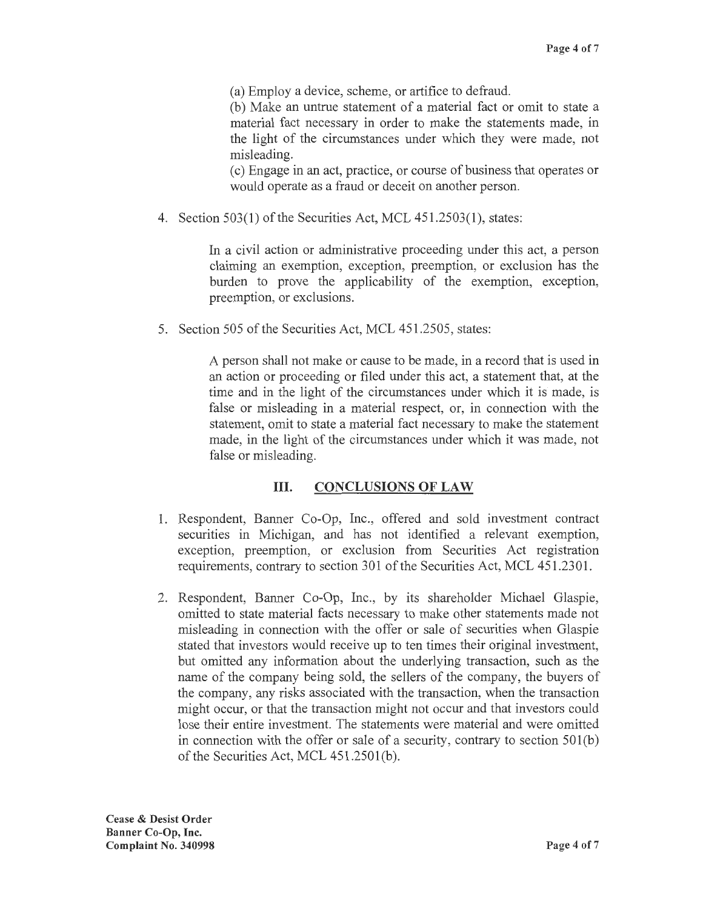(a) Employ a device, scheme, or artifice to defraud.

(b) Make an untrue statement of a material fact or omit to state a material fact necessary in order to make the statements made, in the light of the circumstances under which they were made, not misleading.

(c) Engage in an act, practice, or course of business that operates or would operate as a fraud or deceit on another person.

4. Section 503(1) of the Securities Act, MCL 451.2503(1), states:

> In a civil action or administrative proceeding under this act, a person claiming an exemption, exception, preemption, or exclusion has the burden to prove the applicability of the exemption, exception, preemption, or exclusions.

5. Section 505 of the Securities Act, MCL 451.2505, states:

> A person shall not make or cause to be made, in a record that is used in an action or proceeding or filed under this act, a statement that, at the time and in the light of the circumstances under which it is made, is false or misleading in a material respect, or, in connection with the statement, omit to state a material fact necessary to make the statement made, in the light of the circumstances under which it was made, not false or misleading.

## III. CONCLUSIONS OF LAW

1. Respondent, Banner Co-Op, Inc., offered and sold investment contract securities in Michigan, and has not identified a relevant exemption, exception, preemption, or exclusion from Securities Act registration requirements, contrary to section 301 of the Securities Act, MCL 451.2301.

2. Respondent, Banner Co-Op, Inc., by its shareholder Michael Glaspie, omitted to state material facts necessary to make other statements made not misleading in connection with the offer or sale of securities when Glaspie stated that investors would receive up to ten times their original investment, but omitted any information about the underlying transaction, such as the name of the company being sold, the sellers of the company, the buyers of the company, any risks associated with the transaction, when the transaction might occur, or that the transaction might not occur and that investors could lose their entire investment. The statements were material and were omitted in connection with the offer or sale of a security, contrary to section 501(b) of the Securities Act, MCL 451.2501(b).

**Cease & Desist Order**
**Banner Co-Op, Inc.**
**Complaint No. 340998**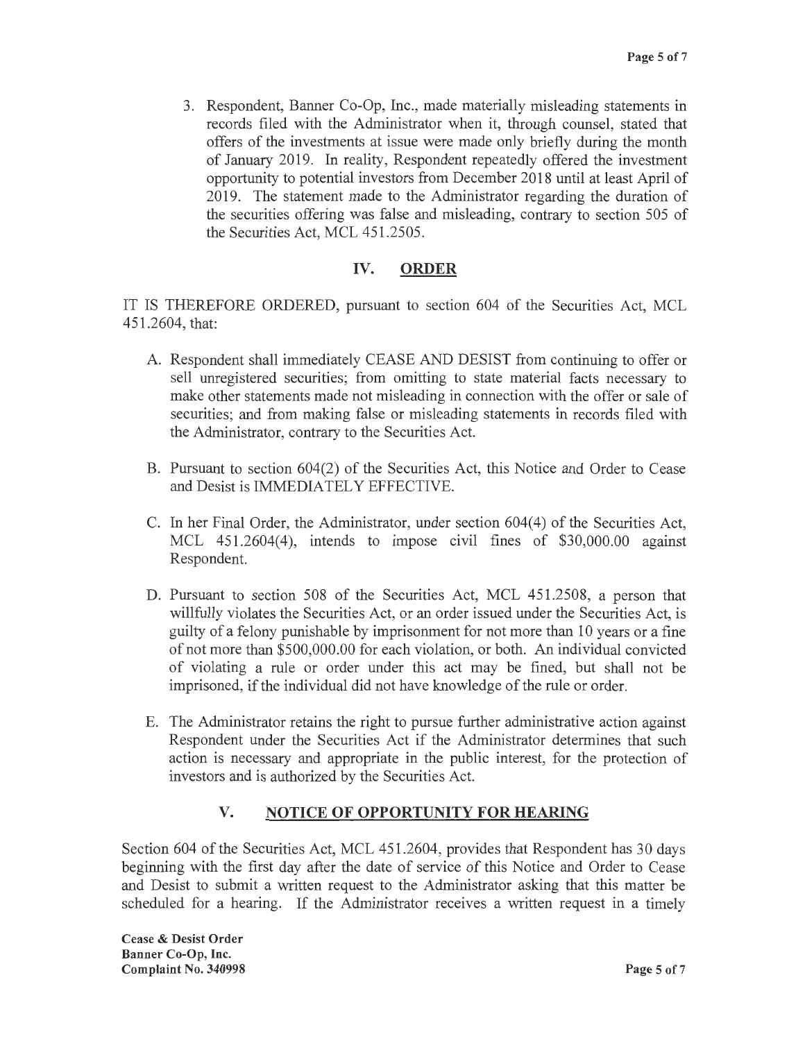3. Respondent, Banner Co-Op, Inc., made materially misleading statements in records filed with the Administrator when it, through counsel, stated that offers of the investments at issue were made only briefly during the month of January 2019. In reality, Respondent repeatedly offered the investment opportunity to potential investors from December 2018 until at least April of 2019. The statement made to the Administrator regarding the duration of the securities offering was false and misleading, contrary to section 505 of the Securities Act, MCL 451.2505.

## IV. ORDER

IT IS THEREFORE ORDERED, pursuant to section 604 of the Securities Act, MCL 451.2604, that:

A. Respondent shall immediately CEASE AND DESIST from continuing to offer or sell unregistered securities; from omitting to state material facts necessary to make other statements made not misleading in connection with the offer or sale of securities; and from making false or misleading statements in records filed with the Administrator, contrary to the Securities Act.

B. Pursuant to section 604(2) of the Securities Act, this Notice and Order to Cease and Desist is IMMEDIATELY EFFECTIVE.

C. In her Final Order, the Administrator, under section 604(4) of the Securities Act, MCL 451.2604(4), intends to impose civil fines of $30,000.00 against Respondent.

D. Pursuant to section 508 of the Securities Act, MCL 451.2508, a person that willfully violates the Securities Act, or an order issued under the Securities Act, is guilty of a felony punishable by imprisonment for not more than 10 years or a fine of not more than $500,000.00 for each violation, or both. An individual convicted of violating a rule or order under this act may be fined, but shall not be imprisoned, if the individual did not have knowledge of the rule or order.

E. The Administrator retains the right to pursue further administrative action against Respondent under the Securities Act if the Administrator determines that such action is necessary and appropriate in the public interest, for the protection of investors and is authorized by the Securities Act.

## V. NOTICE OF OPPORTUNITY FOR HEARING

Section 604 of the Securities Act, MCL 451.2604, provides that Respondent has 30 days beginning with the first day after the date of service of this Notice and Order to Cease and Desist to submit a written request to the Administrator asking that this matter be scheduled for a hearing. If the Administrator receives a written request in a timely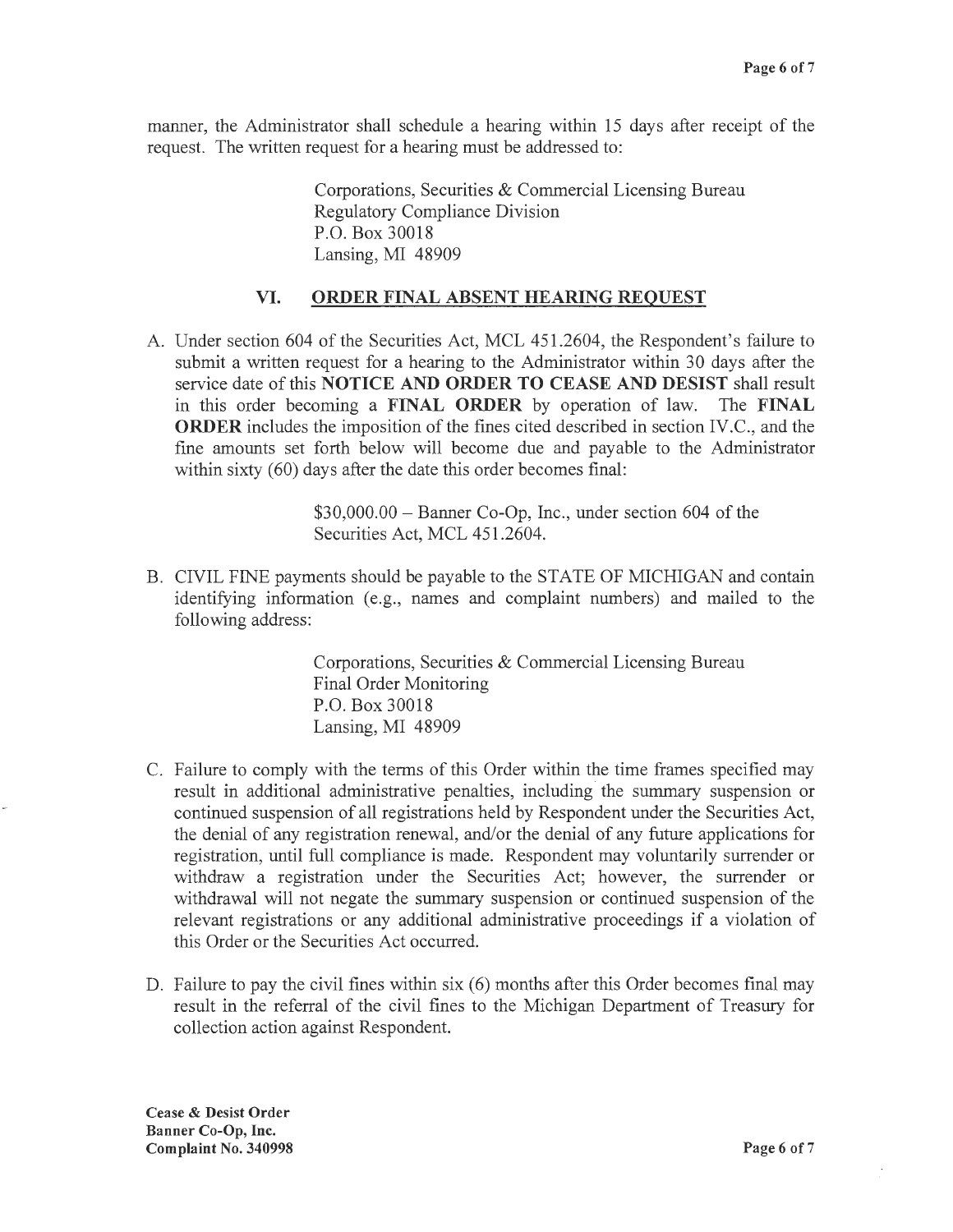manner, the Administrator shall schedule a hearing within 15 days after receipt of the request. The written request for a hearing must be addressed to:

Corporations, Securities & Commercial Licensing Bureau
Regulatory Compliance Division
P.O. Box 30018
Lansing, MI 48909

## VI. ORDER FINAL ABSENT HEARING REQUEST

A. Under section 604 of the Securities Act, MCL 451.2604, the Respondent's failure to submit a written request for a hearing to the Administrator within 30 days after the service date of this **NOTICE AND ORDER TO CEASE AND DESIST** shall result in this order becoming a **FINAL ORDER** by operation of law. The **FINAL ORDER** includes the imposition of the fines cited described in section IV.C., and the fine amounts set forth below will become due and payable to the Administrator within sixty (60) days after the date this order becomes final:

$30,000.00 – Banner Co-Op, Inc., under section 604 of the Securities Act, MCL 451.2604.

B. CIVIL FINE payments should be payable to the STATE OF MICHIGAN and contain identifying information (e.g., names and complaint numbers) and mailed to the following address:

Corporations, Securities & Commercial Licensing Bureau
Final Order Monitoring
P.O. Box 30018
Lansing, MI 48909

C. Failure to comply with the terms of this Order within the time frames specified may result in additional administrative penalties, including the summary suspension or continued suspension of all registrations held by Respondent under the Securities Act, the denial of any registration renewal, and/or the denial of any future applications for registration, until full compliance is made. Respondent may voluntarily surrender or withdraw a registration under the Securities Act; however, the surrender or withdrawal will not negate the summary suspension or continued suspension of the relevant registrations or any additional administrative proceedings if a violation of this Order or the Securities Act occurred.

D. Failure to pay the civil fines within six (6) months after this Order becomes final may result in the referral of the civil fines to the Michigan Department of Treasury for collection action against Respondent.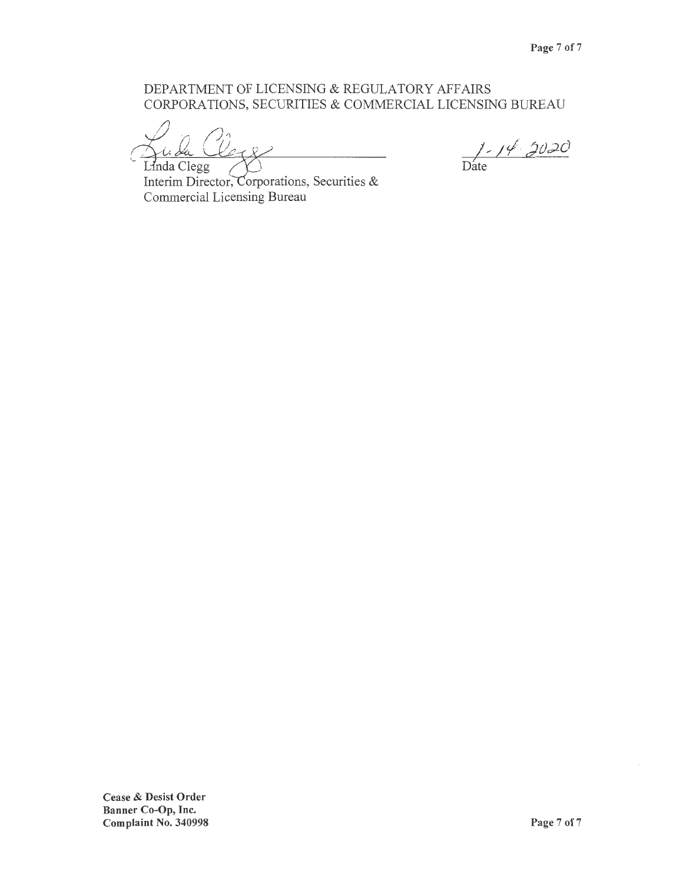DEPARTMENT OF LICENSING & REGULATORY AFFAIRS
CORPORATIONS, SECURITIES & COMMERCIAL LICENSING BUREAU

Linda Clegg
Interim Director, Corporations, Securities & Commercial Licensing Bureau

1-14-2020
Date

**Cease & Desist Order**
**Banner Co-Op, Inc.**
**Complaint No. 340998**